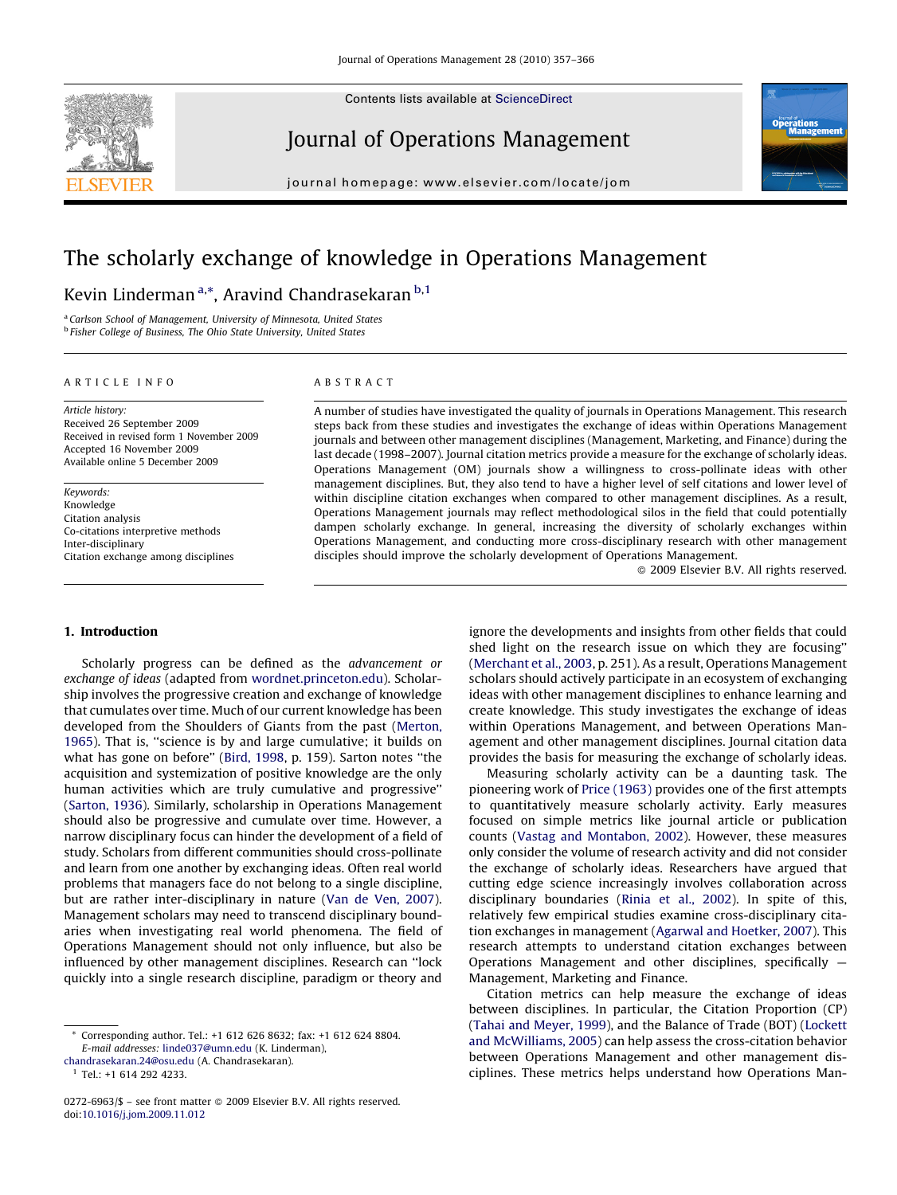# The scholarly exchange of knowledge in Operations Management

Kevin Linderman[a,*], Aravind Chandrasekaran[b,1]

[a] Carlson School of Management, University of Minnesota, United States
[b] Fisher College of Business, The Ohio State University, United States

**ARTICLE INFO**

*Article history:*
Received 26 September 2009
Received in revised form 1 November 2009
Accepted 16 November 2009
Available online 5 December 2009

*Keywords:*
Knowledge
Citation analysis
Co-citations interpretive methods
Inter-disciplinary
Citation exchange among disciplines

**ABSTRACT**

A number of studies have investigated the quality of journals in Operations Management. This research steps back from these studies and investigates the exchange of ideas within Operations Management journals and between other management disciplines (Management, Marketing, and Finance) during the last decade (1998–2007). Journal citation metrics provide a measure for the exchange of scholarly ideas. Operations Management (OM) journals show a willingness to cross-pollinate ideas with other management disciplines. But, they also tend to have a higher level of self citations and lower level of within discipline citation exchanges when compared to other management disciplines. As a result, Operations Management journals may reflect methodological silos in the field that could potentially dampen scholarly exchange. In general, increasing the diversity of scholarly exchanges within Operations Management, and conducting more cross-disciplinary research with other management disciples should improve the scholarly development of Operations Management.

© 2009 Elsevier B.V. All rights reserved.

## 1. Introduction

Scholarly progress can be defined as the *advancement or exchange of ideas* (adapted from wordnet.princeton.edu). Scholarship involves the progressive creation and exchange of knowledge that cumulates over time. Much of our current knowledge has been developed from the Shoulders of Giants from the past (Merton, 1965). That is, "science is by and large cumulative; it builds on what has gone on before" (Bird, 1998, p. 159). Sarton notes "the acquisition and systemization of positive knowledge are the only human activities which are truly cumulative and progressive" (Sarton, 1936). Similarly, scholarship in Operations Management should also be progressive and cumulate over time. However, a narrow disciplinary focus can hinder the development of a field of study. Scholars from different communities should cross-pollinate and learn from one another by exchanging ideas. Often real world problems that managers face do not belong to a single discipline, but are rather inter-disciplinary in nature (Van de Ven, 2007). Management scholars may need to transcend disciplinary boundaries when investigating real world phenomena. The field of Operations Management should not only influence, but also be influenced by other management disciplines. Research can "lock quickly into a single research discipline, paradigm or theory and ignore the developments and insights from other fields that could shed light on the research issue on which they are focusing" (Merchant et al., 2003, p. 251). As a result, Operations Management scholars should actively participate in an ecosystem of exchanging ideas with other management disciplines to enhance learning and create knowledge. This study investigates the exchange of ideas within Operations Management, and between Operations Management and other management disciplines. Journal citation data provides the basis for measuring the exchange of scholarly ideas.

Measuring scholarly activity can be a daunting task. The pioneering work of Price (1963) provides one of the first attempts to quantitatively measure scholarly activity. Early measures focused on simple metrics like journal article or publication counts (Vastag and Montabon, 2002). However, these measures only consider the volume of research activity and did not consider the exchange of scholarly ideas. Researchers have argued that cutting edge science increasingly involves collaboration across disciplinary boundaries (Rinia et al., 2002). In spite of this, relatively few empirical studies examine cross-disciplinary citation exchanges in management (Agarwal and Hoetker, 2007). This research attempts to understand citation exchanges between Operations Management and other disciplines, specifically — Management, Marketing and Finance.

Citation metrics can help measure the exchange of ideas between disciplines. In particular, the Citation Proportion (CP) (Tahai and Meyer, 1999), and the Balance of Trade (BOT) (Lockett and McWilliams, 2005) can help assess the cross-citation behavior between Operations Management and other management disciplines. These metrics helps understand how Operations Man-

* Corresponding author. Tel.: +1 612 626 8632; fax: +1 612 624 8804.
*E-mail addresses:* linde037@umn.edu (K. Linderman), chandrasekaran.24@osu.edu (A. Chandrasekaran).
[1] Tel.: +1 614 292 4233.

0272-6963/$ – see front matter © 2009 Elsevier B.V. All rights reserved.
doi:10.1016/j.jom.2009.11.012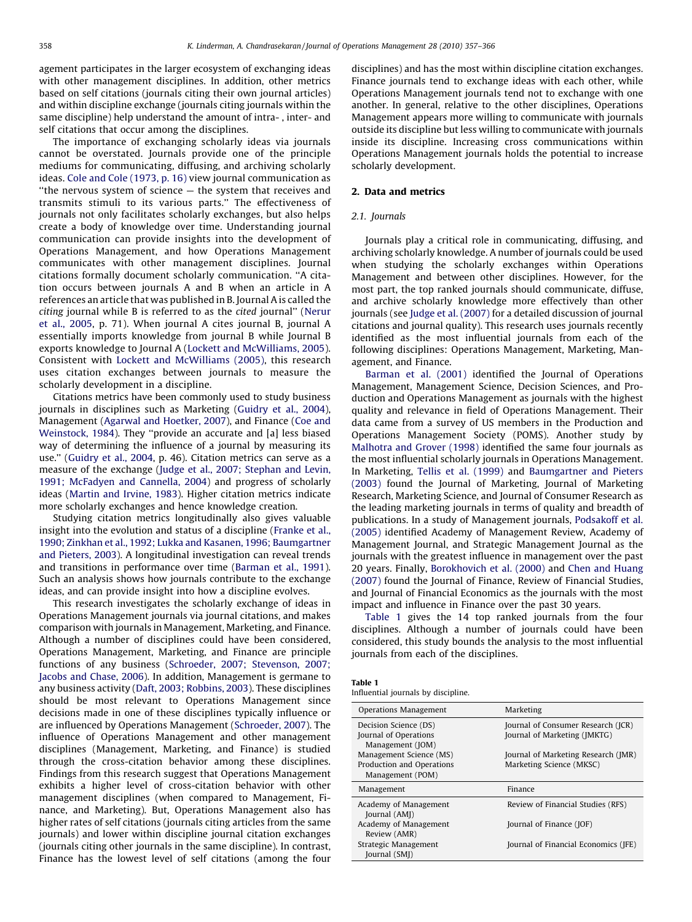agement participates in the larger ecosystem of exchanging ideas with other management disciplines. In addition, other metrics based on self citations (journals citing their own journal articles) and within discipline exchange (journals citing journals within the same discipline) help understand the amount of intra- , inter- and self citations that occur among the disciplines.

The importance of exchanging scholarly ideas via journals cannot be overstated. Journals provide one of the principle mediums for communicating, diffusing, and archiving scholarly ideas. Cole and Cole (1973, p. 16) view journal communication as ''the nervous system of science — the system that receives and transmits stimuli to its various parts.'' The effectiveness of journals not only facilitates scholarly exchanges, but also helps create a body of knowledge over time. Understanding journal communication can provide insights into the development of Operations Management, and how Operations Management communicates with other management disciplines. Journal citations formally document scholarly communication. ''A citation occurs between journals A and B when an article in A references an article that was published in B. Journal A is called the *citing* journal while B is referred to as the *cited* journal'' (Nerur et al., 2005, p. 71). When journal A cites journal B, journal A essentially imports knowledge from journal B while Journal B exports knowledge to Journal A (Lockett and McWilliams, 2005). Consistent with Lockett and McWilliams (2005), this research uses citation exchanges between journals to measure the scholarly development in a discipline.

Citations metrics have been commonly used to study business journals in disciplines such as Marketing (Guidry et al., 2004), Management (Agarwal and Hoetker, 2007), and Finance (Coe and Weinstock, 1984). They ''provide an accurate and [a] less biased way of determining the influence of a journal by measuring its use.'' (Guidry et al., 2004, p. 46). Citation metrics can serve as a measure of the exchange (Judge et al., 2007; Stephan and Levin, 1991; McFadyen and Cannella, 2004) and progress of scholarly ideas (Martin and Irvine, 1983). Higher citation metrics indicate more scholarly exchanges and hence knowledge creation.

Studying citation metrics longitudinally also gives valuable insight into the evolution and status of a discipline (Franke et al., 1990; Zinkhan et al., 1992; Lukka and Kasanen, 1996; Baumgartner and Pieters, 2003). A longitudinal investigation can reveal trends and transitions in performance over time (Barman et al., 1991). Such an analysis shows how journals contribute to the exchange ideas, and can provide insight into how a discipline evolves.

This research investigates the scholarly exchange of ideas in Operations Management journals via journal citations, and makes comparison with journals in Management, Marketing, and Finance. Although a number of disciplines could have been considered, Operations Management, Marketing, and Finance are principle functions of any business (Schroeder, 2007; Stevenson, 2007; Jacobs and Chase, 2006). In addition, Management is germane to any business activity (Daft, 2003; Robbins, 2003). These disciplines should be most relevant to Operations Management since decisions made in one of these disciplines typically influence or are influenced by Operations Management (Schroeder, 2007). The influence of Operations Management and other management disciplines (Management, Marketing, and Finance) is studied through the cross-citation behavior among these disciplines. Findings from this research suggest that Operations Management exhibits a higher level of cross-citation behavior with other management disciplines (when compared to Management, Finance, and Marketing). But, Operations Management also has higher rates of self citations (journals citing articles from the same journals) and lower within discipline journal citation exchanges (journals citing other journals in the same discipline). In contrast, Finance has the lowest level of self citations (among the four disciplines) and has the most within discipline citation exchanges. Finance journals tend to exchange ideas with each other, while Operations Management journals tend not to exchange with one another. In general, relative to the other disciplines, Operations Management appears more willing to communicate with journals outside its discipline but less willing to communicate with journals inside its discipline. Increasing cross communications within Operations Management journals holds the potential to increase scholarly development.

## 2. Data and metrics

### 2.1. Journals

Journals play a critical role in communicating, diffusing, and archiving scholarly knowledge. A number of journals could be used when studying the scholarly exchanges within Operations Management and between other disciplines. However, for the most part, the top ranked journals should communicate, diffuse, and archive scholarly knowledge more effectively than other journals (see Judge et al. (2007) for a detailed discussion of journal citations and journal quality). This research uses journals recently identified as the most influential journals from each of the following disciplines: Operations Management, Marketing, Management, and Finance.

Barman et al. (2001) identified the Journal of Operations Management, Management Science, Decision Sciences, and Production and Operations Management as journals with the highest quality and relevance in field of Operations Management. Their data came from a survey of US members in the Production and Operations Management Society (POMS). Another study by Malhotra and Grover (1998) identified the same four journals as the most influential scholarly journals in Operations Management. In Marketing, Tellis et al. (1999) and Baumgartner and Pieters (2003) found the Journal of Marketing, Journal of Marketing Research, Marketing Science, and Journal of Consumer Research as the leading marketing journals in terms of quality and breadth of publications. In a study of Management journals, Podsakoff et al. (2005) identified Academy of Management Review, Academy of Management Journal, and Strategic Management Journal as the journals with the greatest influence in management over the past 20 years. Finally, Borokhovich et al. (2000) and Chen and Huang (2007) found the Journal of Finance, Review of Financial Studies, and Journal of Financial Economics as the journals with the most impact and influence in Finance over the past 30 years.

Table 1 gives the 14 top ranked journals from the four disciplines. Although a number of journals could have been considered, this study bounds the analysis to the most influential journals from each of the disciplines.

**Table 1**
Influential journals by discipline.

| Operations Management | Marketing |
|---|---|
| Decision Science (DS) | Journal of Consumer Research (JCR) |
| Journal of Operations Management (JOM) | Journal of Marketing (JMKTG) |
| Management Science (MS) | Journal of Marketing Research (JMR) |
| Production and Operations Management (POM) | Marketing Science (MKSC) |
| **Management** | **Finance** |
| Academy of Management Journal (AMJ) | Review of Financial Studies (RFS) |
| Academy of Management Review (AMR) | Journal of Finance (JOF) |
| Strategic Management Journal (SMJ) | Journal of Financial Economics (JFE) |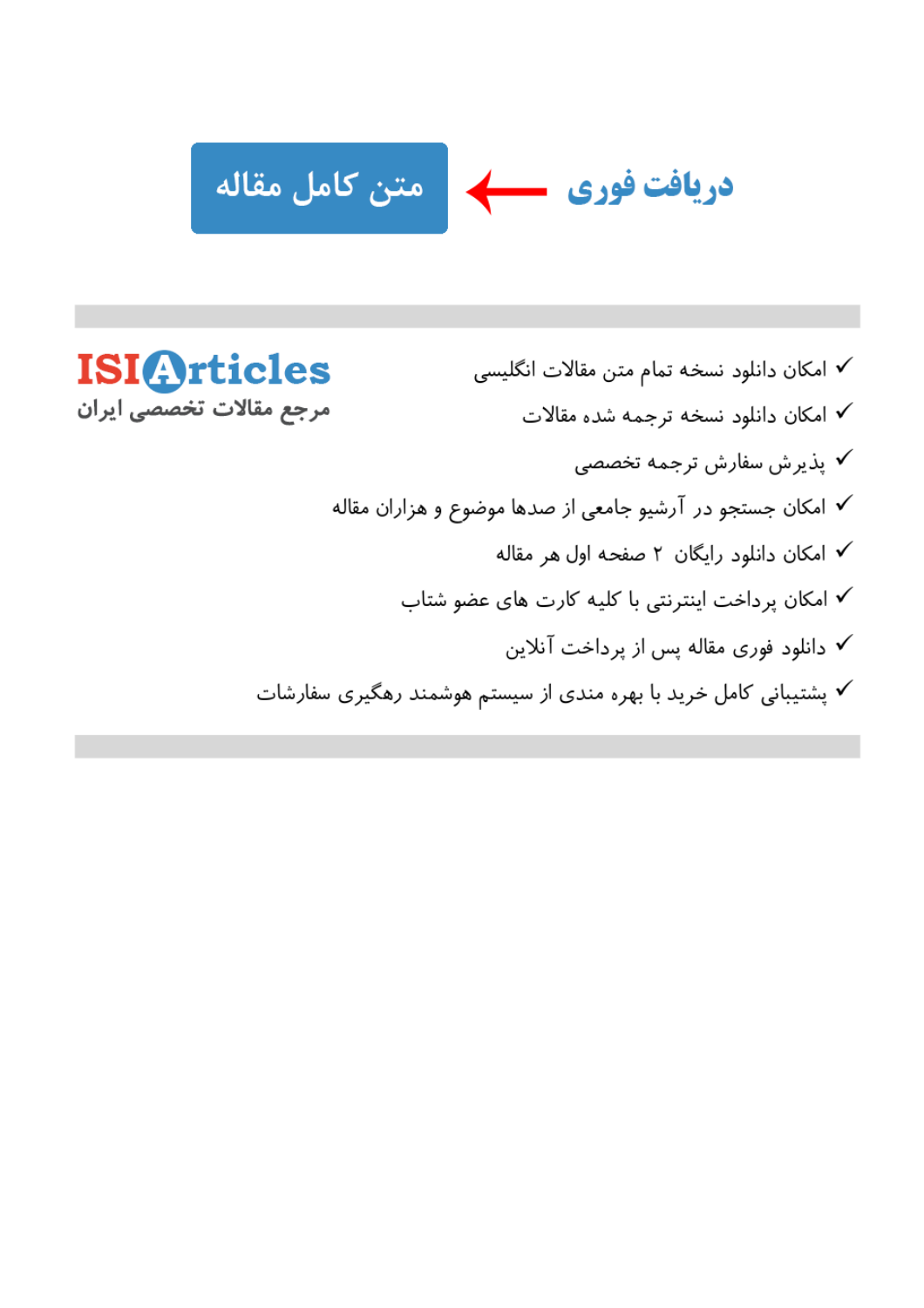دریافت فوری ← متن کامل مقاله

**ISIArticles**
مرجع مقالات تخصصی ایران

- ✓ امکان دانلود نسخه تمام متن مقالات انگلیسی
- ✓ امکان دانلود نسخه ترجمه شده مقالات
- ✓ پذیرش سفارش ترجمه تخصصی
- ✓ امکان جستجو در آرشیو جامعی از صدها موضوع و هزاران مقاله
- ✓ امکان دانلود رایگان ۲ صفحه اول هر مقاله
- ✓ امکان پرداخت اینترنتی با کلیه کارت های عضو شتاب
- ✓ دانلود فوری مقاله پس از پرداخت آنلاین
- ✓ پشتیبانی کامل خرید با بهره مندی از سیستم هوشمند رهگیری سفارشات